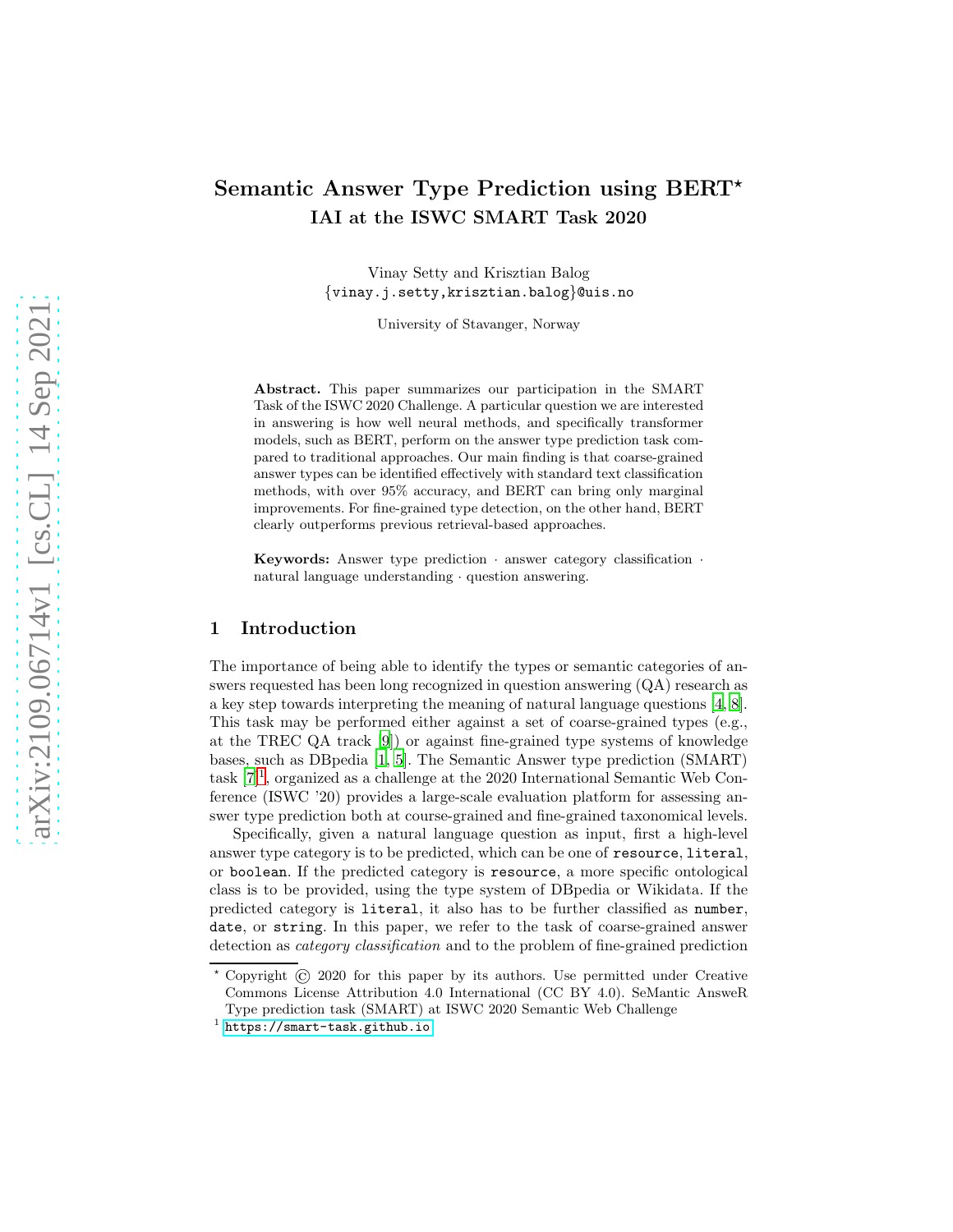# Semantic Answer Type Prediction using BERT*

## IAI at the ISWC SMART Task 2020

Vinay Setty and Krisztian Balog
{vinay.j.setty,krisztian.balog}@uis.no

University of Stavanger, Norway

**Abstract.** This paper summarizes our participation in the SMART Task of the ISWC 2020 Challenge. A particular question we are interested in answering is how well neural methods, and specifically transformer models, such as BERT, perform on the answer type prediction task compared to traditional approaches. Our main finding is that coarse-grained answer types can be identified effectively with standard text classification methods, with over 95% accuracy, and BERT can bring only marginal improvements. For fine-grained type detection, on the other hand, BERT clearly outperforms previous retrieval-based approaches.

**Keywords:** Answer type prediction · answer category classification · natural language understanding · question answering.

## 1 Introduction

The importance of being able to identify the types or semantic categories of answers requested has been long recognized in question answering (QA) research as a key step towards interpreting the meaning of natural language questions [4, 8]. This task may be performed either against a set of coarse-grained types (e.g., at the TREC QA track [9]) or against fine-grained type systems of knowledge bases, such as DBpedia [1, 5]. The Semantic Answer type prediction (SMART) task [7][1], organized as a challenge at the 2020 International Semantic Web Conference (ISWC '20) provides a large-scale evaluation platform for assessing answer type prediction both at course-grained and fine-grained taxonomical levels.

Specifically, given a natural language question as input, first a high-level answer type category is to be predicted, which can be one of `resource`, `literal`, or `boolean`. If the predicted category is `resource`, a more specific ontological class is to be provided, using the type system of DBpedia or Wikidata. If the predicted category is `literal`, it also has to be further classified as `number`, `date`, or `string`. In this paper, we refer to the task of coarse-grained answer detection as *category classification* and to the problem of fine-grained prediction

---

* Copyright © 2020 for this paper by its authors. Use permitted under Creative Commons License Attribution 4.0 International (CC BY 4.0). SeMantic AnsweR Type prediction task (SMART) at ISWC 2020 Semantic Web Challenge

[1] https://smart-task.github.io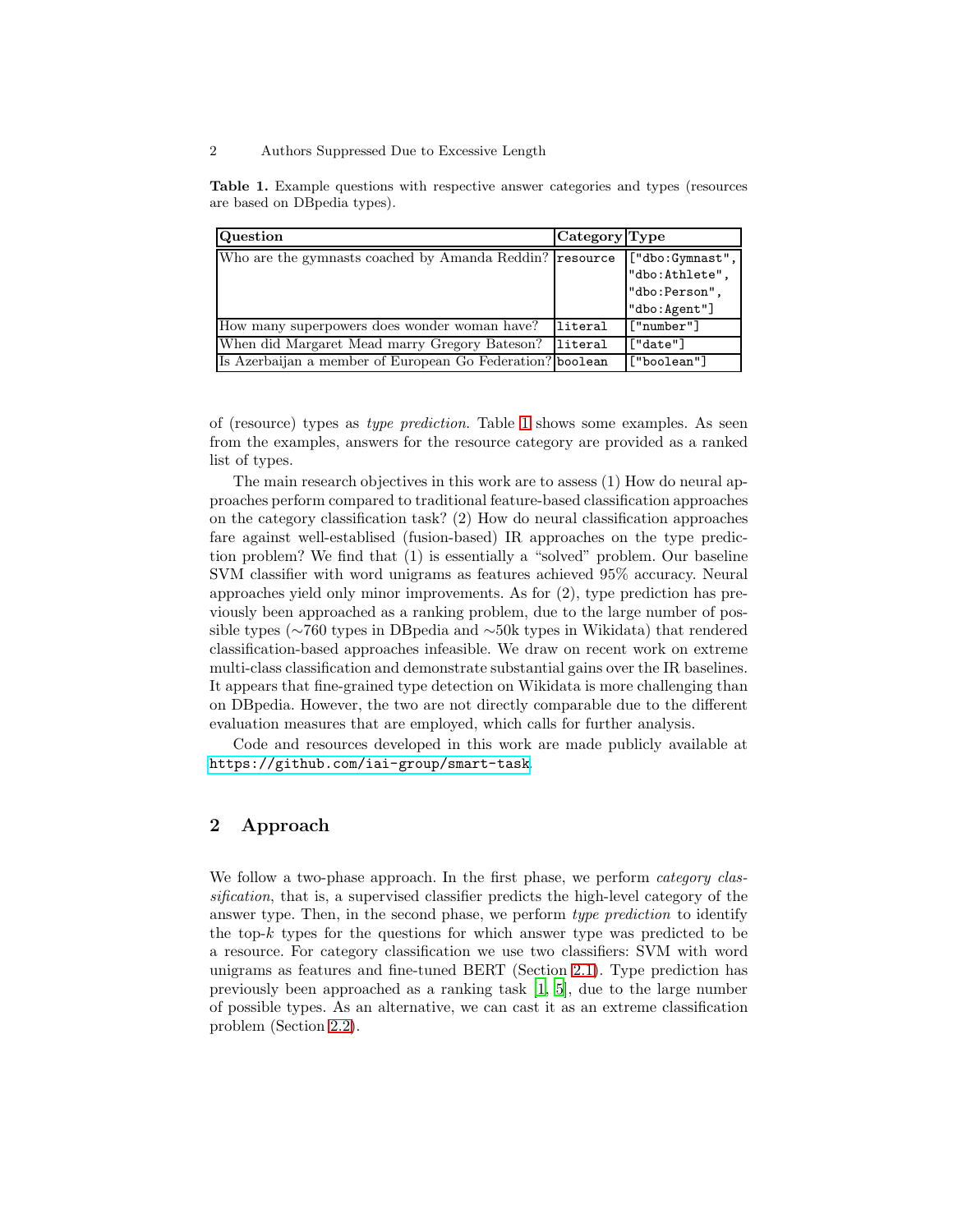**Table 1.** Example questions with respective answer categories and types (resources are based on DBpedia types).

| Question | Category | Type |
|---|---|---|
| Who are the gymnasts coached by Amanda Reddin? | resource | ["dbo:Gymnast", "dbo:Athlete", "dbo:Person", "dbo:Agent"] |
| How many superpowers does wonder woman have? | literal | ["number"] |
| When did Margaret Mead marry Gregory Bateson? | literal | ["date"] |
| Is Azerbaijan a member of European Go Federation? | boolean | ["boolean"] |

of (resource) types as *type prediction*. Table 1 shows some examples. As seen from the examples, answers for the resource category are provided as a ranked list of types.

The main research objectives in this work are to assess (1) How do neural approaches perform compared to traditional feature-based classification approaches on the category classification task? (2) How do neural classification approaches fare against well-establised (fusion-based) IR approaches on the type prediction problem? We find that (1) is essentially a "solved" problem. Our baseline SVM classifier with word unigrams as features achieved 95% accuracy. Neural approaches yield only minor improvements. As for (2), type prediction has previously been approached as a ranking problem, due to the large number of possible types (~760 types in DBpedia and ~50k types in Wikidata) that rendered classification-based approaches infeasible. We draw on recent work on extreme multi-class classification and demonstrate substantial gains over the IR baselines. It appears that fine-grained type detection on Wikidata is more challenging than on DBpedia. However, the two are not directly comparable due to the different evaluation measures that are employed, which calls for further analysis.

Code and resources developed in this work are made publicly available at https://github.com/iai-group/smart-task.

## 2 Approach

We follow a two-phase approach. In the first phase, we perform *category classification*, that is, a supervised classifier predicts the high-level category of the answer type. Then, in the second phase, we perform *type prediction* to identify the top-$k$ types for the questions for which answer type was predicted to be a resource. For category classification we use two classifiers: SVM with word unigrams as features and fine-tuned BERT (Section 2.1). Type prediction has previously been approached as a ranking task [1, 5], due to the large number of possible types. As an alternative, we can cast it as an extreme classification problem (Section 2.2).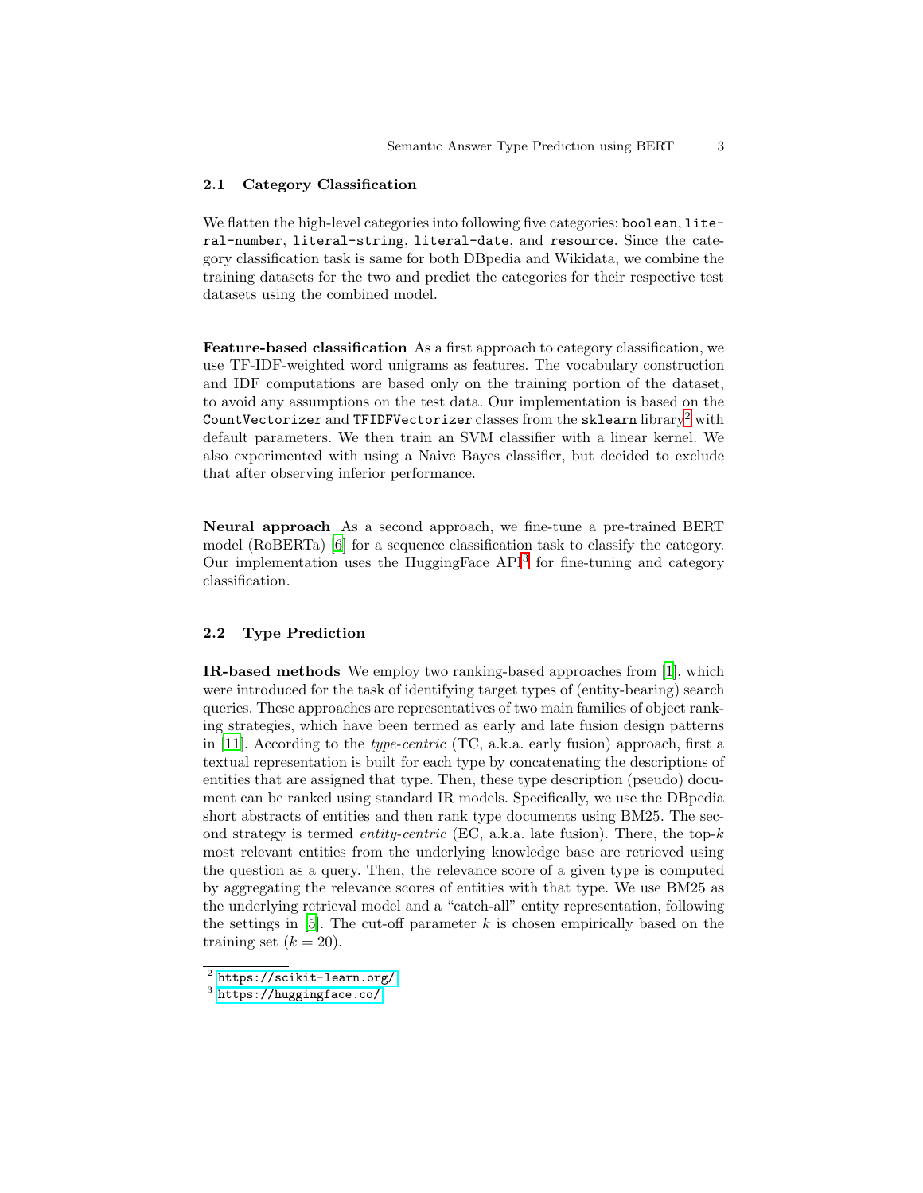## 2.1 Category Classification

We flatten the high-level categories into following five categories: `boolean`, `literal-number`, `literal-string`, `literal-date`, and `resource`. Since the category classification task is same for both DBpedia and Wikidata, we combine the training datasets for the two and predict the categories for their respective test datasets using the combined model.

**Feature-based classification** As a first approach to category classification, we use TF-IDF-weighted word unigrams as features. The vocabulary construction and IDF computations are based only on the training portion of the dataset, to avoid any assumptions on the test data. Our implementation is based on the `CountVectorizer` and `TFIDFVectorizer` classes from the `sklearn` library[2] with default parameters. We then train an SVM classifier with a linear kernel. We also experimented with using a Naive Bayes classifier, but decided to exclude that after observing inferior performance.

**Neural approach** As a second approach, we fine-tune a pre-trained BERT model (RoBERTa) [6] for a sequence classification task to classify the category. Our implementation uses the HuggingFace API[3] for fine-tuning and category classification.

## 2.2 Type Prediction

**IR-based methods** We employ two ranking-based approaches from [1], which were introduced for the task of identifying target types of (entity-bearing) search queries. These approaches are representatives of two main families of object ranking strategies, which have been termed as early and late fusion design patterns in [11]. According to the *type-centric* (TC, a.k.a. early fusion) approach, first a textual representation is built for each type by concatenating the descriptions of entities that are assigned that type. Then, these type description (pseudo) document can be ranked using standard IR models. Specifically, we use the DBpedia short abstracts of entities and then rank type documents using BM25. The second strategy is termed *entity-centric* (EC, a.k.a. late fusion). There, the top-$k$ most relevant entities from the underlying knowledge base are retrieved using the question as a query. Then, the relevance score of a given type is computed by aggregating the relevance scores of entities with that type. We use BM25 as the underlying retrieval model and a "catch-all" entity representation, following the settings in [5]. The cut-off parameter $k$ is chosen empirically based on the training set ($k = 20$).

[2] https://scikit-learn.org/

[3] https://huggingface.co/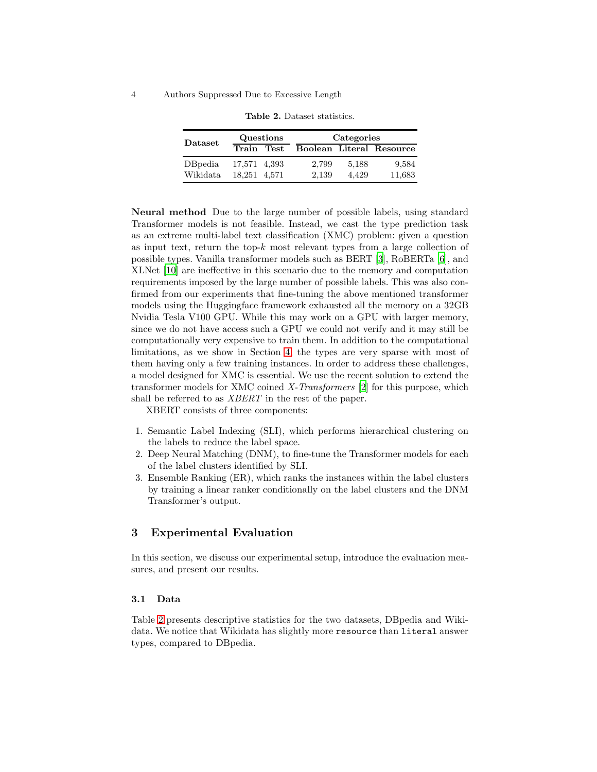**Table 2.** Dataset statistics.

| Dataset | Questions | | Categories | | |
|---|---|---|---|---|---|
| | Train | Test | Boolean | Literal | Resource |
| DBpedia | 17,571 | 4,393 | 2,799 | 5,188 | 9,584 |
| Wikidata | 18,251 | 4,571 | 2,139 | 4,429 | 11,683 |

**Neural method** Due to the large number of possible labels, using standard Transformer models is not feasible. Instead, we cast the type prediction task as an extreme multi-label text classification (XMC) problem: given a question as input text, return the top-$k$ most relevant types from a large collection of possible types. Vanilla transformer models such as BERT [3], RoBERTa [6], and XLNet [10] are ineffective in this scenario due to the memory and computation requirements imposed by the large number of possible labels. This was also confirmed from our experiments that fine-tuning the above mentioned transformer models using the Huggingface framework exhausted all the memory on a 32GB Nvidia Tesla V100 GPU. While this may work on a GPU with larger memory, since we do not have access such a GPU we could not verify and it may still be computationally very expensive to train them. In addition to the computational limitations, as we show in Section 4, the types are very sparse with most of them having only a few training instances. In order to address these challenges, a model designed for XMC is essential. We use the recent solution to extend the transformer models for XMC coined *X-Transformers* [2] for this purpose, which shall be referred to as *XBERT* in the rest of the paper.

XBERT consists of three components:

1. Semantic Label Indexing (SLI), which performs hierarchical clustering on the labels to reduce the label space.
2. Deep Neural Matching (DNM), to fine-tune the Transformer models for each of the label clusters identified by SLI.
3. Ensemble Ranking (ER), which ranks the instances within the label clusters by training a linear ranker conditionally on the label clusters and the DNM Transformer's output.

## 3 Experimental Evaluation

In this section, we discuss our experimental setup, introduce the evaluation measures, and present our results.

### 3.1 Data

Table 2 presents descriptive statistics for the two datasets, DBpedia and Wikidata. We notice that Wikidata has slightly more `resource` than `literal` answer types, compared to DBpedia.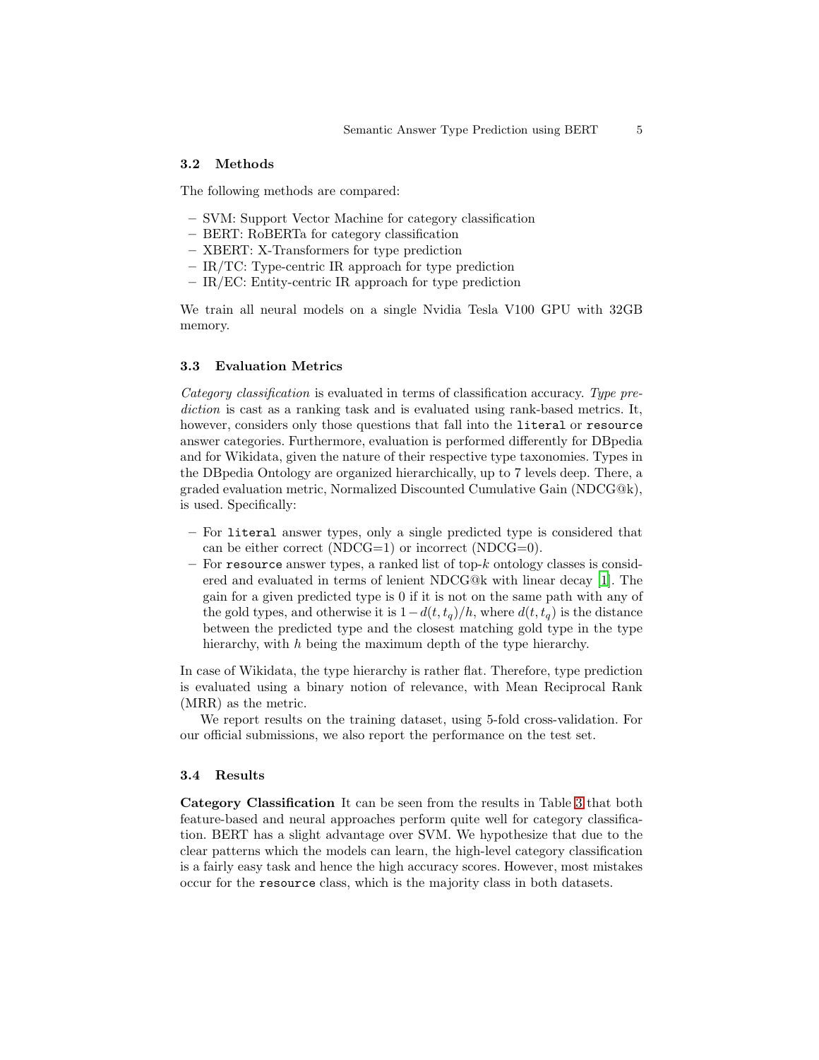### 3.2 Methods

The following methods are compared:

- SVM: Support Vector Machine for category classification
- BERT: RoBERTa for category classification
- XBERT: X-Transformers for type prediction
- IR/TC: Type-centric IR approach for type prediction
- IR/EC: Entity-centric IR approach for type prediction

We train all neural models on a single Nvidia Tesla V100 GPU with 32GB memory.

### 3.3 Evaluation Metrics

*Category classification* is evaluated in terms of classification accuracy. *Type prediction* is cast as a ranking task and is evaluated using rank-based metrics. It, however, considers only those questions that fall into the `literal` or `resource` answer categories. Furthermore, evaluation is performed differently for DBpedia and for Wikidata, given the nature of their respective type taxonomies. Types in the DBpedia Ontology are organized hierarchically, up to 7 levels deep. There, a graded evaluation metric, Normalized Discounted Cumulative Gain (NDCG@k), is used. Specifically:

- For `literal` answer types, only a single predicted type is considered that can be either correct (NDCG=1) or incorrect (NDCG=0).
- For `resource` answer types, a ranked list of top-$k$ ontology classes is considered and evaluated in terms of lenient NDCG@k with linear decay [1]. The gain for a given predicted type is 0 if it is not on the same path with any of the gold types, and otherwise it is $1 - d(t, t_q)/h$, where $d(t, t_q)$ is the distance between the predicted type and the closest matching gold type in the type hierarchy, with $h$ being the maximum depth of the type hierarchy.

In case of Wikidata, the type hierarchy is rather flat. Therefore, type prediction is evaluated using a binary notion of relevance, with Mean Reciprocal Rank (MRR) as the metric.

We report results on the training dataset, using 5-fold cross-validation. For our official submissions, we also report the performance on the test set.

### 3.4 Results

**Category Classification** It can be seen from the results in Table 3 that both feature-based and neural approaches perform quite well for category classification. BERT has a slight advantage over SVM. We hypothesize that due to the clear patterns which the models can learn, the high-level category classification is a fairly easy task and hence the high accuracy scores. However, most mistakes occur for the `resource` class, which is the majority class in both datasets.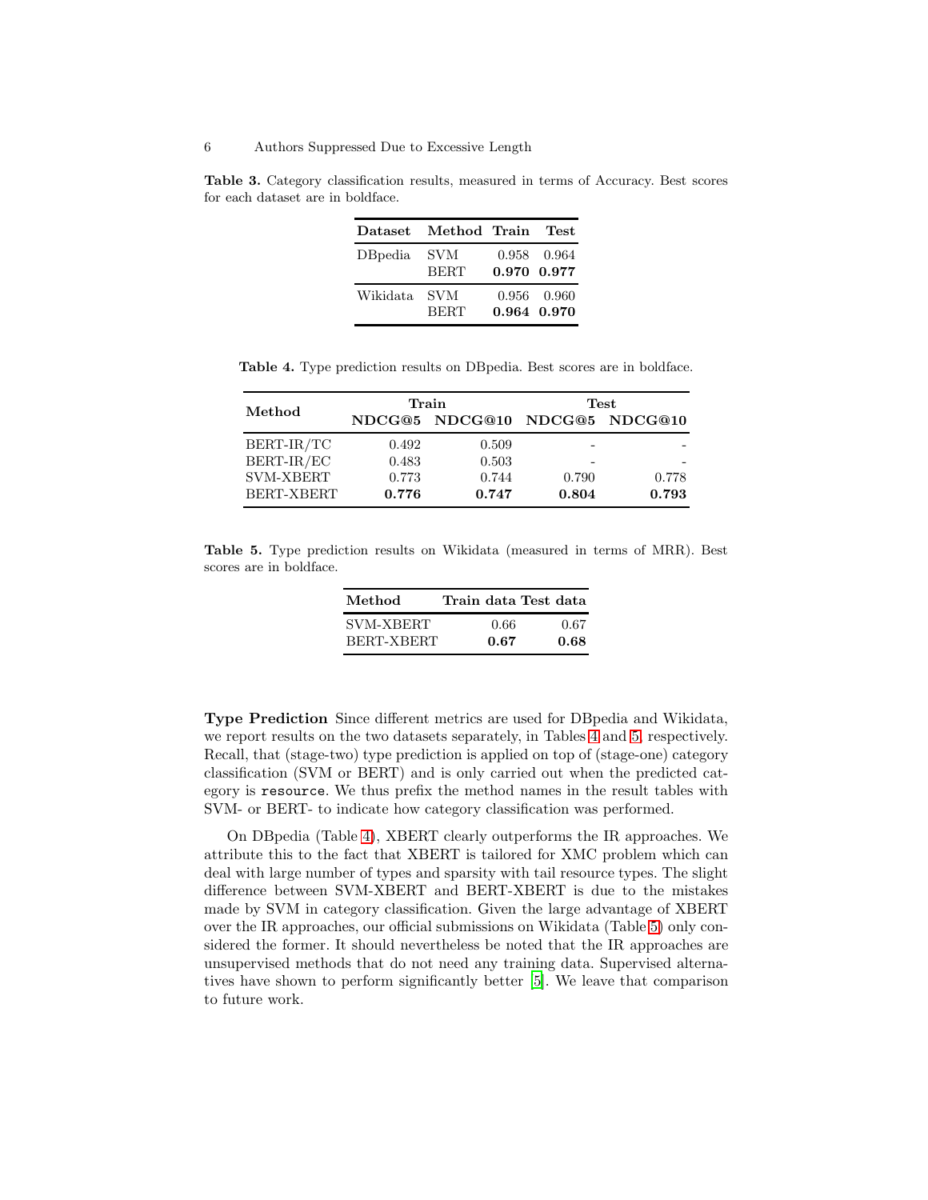**Table 3.** Category classification results, measured in terms of Accuracy. Best scores for each dataset are in boldface.

| Dataset | Method | Train | Test |
|---|---|---|---|
| DBpedia | SVM | 0.958 | 0.964 |
| | BERT | **0.970** | **0.977** |
| Wikidata | SVM | 0.956 | 0.960 |
| | BERT | **0.964** | **0.970** |

**Table 4.** Type prediction results on DBpedia. Best scores are in boldface.

| Method | Train | | Test | |
|---|---|---|---|---|
| | NDCG@5 | NDCG@10 | NDCG@5 | NDCG@10 |
| BERT-IR/TC | 0.492 | 0.509 | - | - |
| BERT-IR/EC | 0.483 | 0.503 | - | - |
| SVM-XBERT | 0.773 | 0.744 | 0.790 | 0.778 |
| BERT-XBERT | **0.776** | **0.747** | **0.804** | **0.793** |

**Table 5.** Type prediction results on Wikidata (measured in terms of MRR). Best scores are in boldface.

| Method | Train data | Test data |
|---|---|---|
| SVM-XBERT | 0.66 | 0.67 |
| BERT-XBERT | **0.67** | **0.68** |

**Type Prediction** Since different metrics are used for DBpedia and Wikidata, we report results on the two datasets separately, in Tables 4 and 5, respectively. Recall, that (stage-two) type prediction is applied on top of (stage-one) category classification (SVM or BERT) and is only carried out when the predicted category is `resource`. We thus prefix the method names in the result tables with SVM- or BERT- to indicate how category classification was performed.

On DBpedia (Table 4), XBERT clearly outperforms the IR approaches. We attribute this to the fact that XBERT is tailored for XMC problem which can deal with large number of types and sparsity with tail resource types. The slight difference between SVM-XBERT and BERT-XBERT is due to the mistakes made by SVM in category classification. Given the large advantage of XBERT over the IR approaches, our official submissions on Wikidata (Table 5) only considered the former. It should nevertheless be noted that the IR approaches are unsupervised methods that do not need any training data. Supervised alternatives have shown to perform significantly better [5]. We leave that comparison to future work.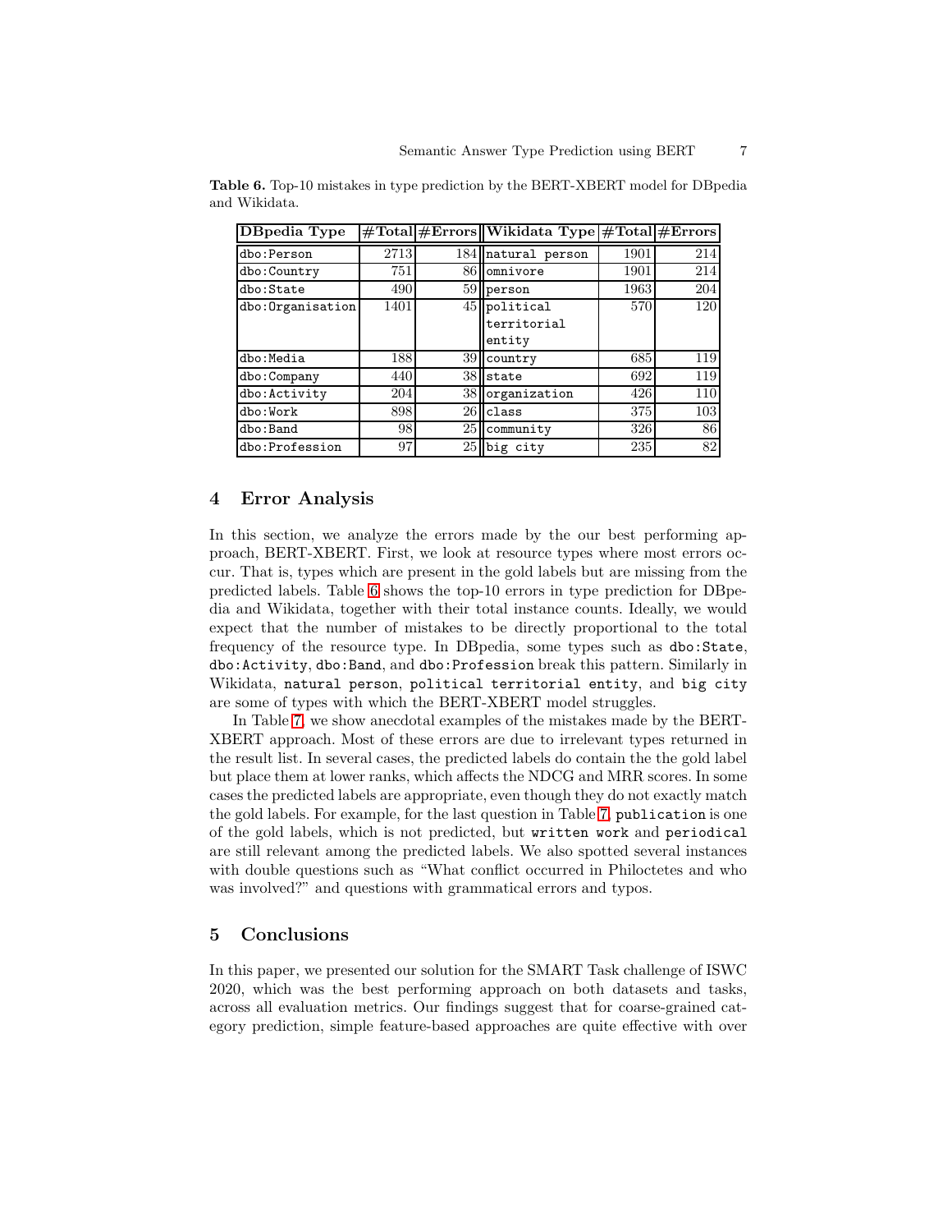**Table 6.** Top-10 mistakes in type prediction by the BERT-XBERT model for DBpedia and Wikidata.

| DBpedia Type | #Total | #Errors | Wikidata Type | #Total | #Errors |
|---|---|---|---|---|---|
| dbo:Person | 2713 | 184 | natural person | 1901 | 214 |
| dbo:Country | 751 | 86 | omnivore | 1901 | 214 |
| dbo:State | 490 | 59 | person | 1963 | 204 |
| dbo:Organisation | 1401 | 45 | political territorial entity | 570 | 120 |
| dbo:Media | 188 | 39 | country | 685 | 119 |
| dbo:Company | 440 | 38 | state | 692 | 119 |
| dbo:Activity | 204 | 38 | organization | 426 | 110 |
| dbo:Work | 898 | 26 | class | 375 | 103 |
| dbo:Band | 98 | 25 | community | 326 | 86 |
| dbo:Profession | 97 | 25 | big city | 235 | 82 |

## 4 Error Analysis

In this section, we analyze the errors made by the our best performing approach, BERT-XBERT. First, we look at resource types where most errors occur. That is, types which are present in the gold labels but are missing from the predicted labels. Table 6 shows the top-10 errors in type prediction for DBpedia and Wikidata, together with their total instance counts. Ideally, we would expect that the number of mistakes to be directly proportional to the total frequency of the resource type. In DBpedia, some types such as `dbo:State`, `dbo:Activity`, `dbo:Band`, and `dbo:Profession` break this pattern. Similarly in Wikidata, `natural person`, `political territorial entity`, and `big city` are some of types with which the BERT-XBERT model struggles.

In Table 7, we show anecdotal examples of the mistakes made by the BERT-XBERT approach. Most of these errors are due to irrelevant types returned in the result list. In several cases, the predicted labels do contain the the gold label but place them at lower ranks, which affects the NDCG and MRR scores. In some cases the predicted labels are appropriate, even though they do not exactly match the gold labels. For example, for the last question in Table 7, `publication` is one of the gold labels, which is not predicted, but `written work` and `periodical` are still relevant among the predicted labels. We also spotted several instances with double questions such as "What conflict occurred in Philoctetes and who was involved?" and questions with grammatical errors and typos.

## 5 Conclusions

In this paper, we presented our solution for the SMART Task challenge of ISWC 2020, which was the best performing approach on both datasets and tasks, across all evaluation metrics. Our findings suggest that for coarse-grained category prediction, simple feature-based approaches are quite effective with over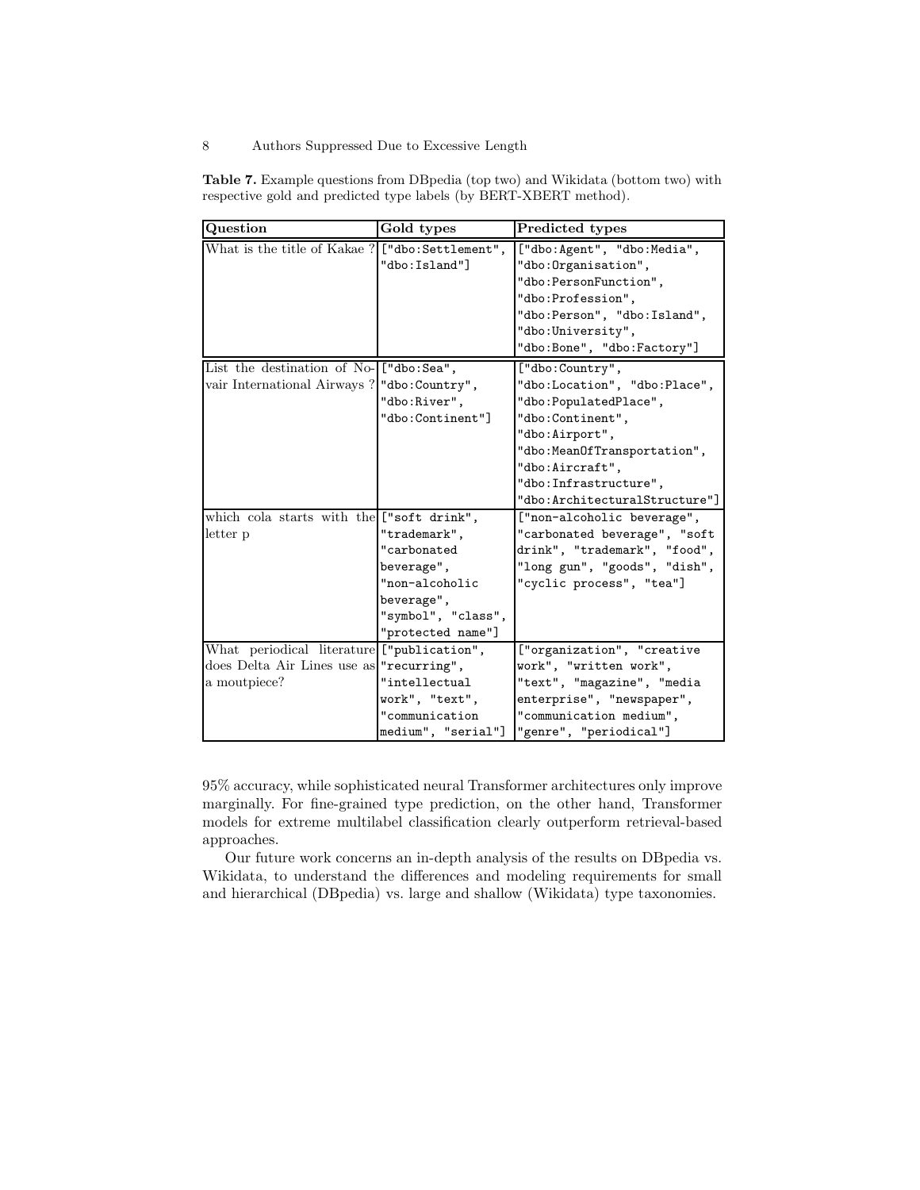**Table 7.** Example questions from DBpedia (top two) and Wikidata (bottom two) with respective gold and predicted type labels (by BERT-XBERT method).

| Question | Gold types | Predicted types |
| --- | --- | --- |
| What is the title of Kakae ? | ["dbo:Settlement", "dbo:Island"] | ["dbo:Agent", "dbo:Media", "dbo:Organisation", "dbo:PersonFunction", "dbo:Profession", "dbo:Person", "dbo:Island", "dbo:University", "dbo:Bone", "dbo:Factory"] |
| List the destination of Novair International Airways ? | ["dbo:Sea", "dbo:Country", "dbo:River", "dbo:Continent"] | ["dbo:Country", "dbo:Location", "dbo:Place", "dbo:PopulatedPlace", "dbo:Continent", "dbo:Airport", "dbo:MeanOfTransportation", "dbo:Aircraft", "dbo:Infrastructure", "dbo:ArchitecturalStructure"] |
| which cola starts with the letter p | ["soft drink", "trademark", "carbonated beverage", "non-alcoholic beverage", "symbol", "class", "protected name"] | ["non-alcoholic beverage", "carbonated beverage", "soft drink", "trademark", "food", "long gun", "goods", "dish", "cyclic process", "tea"] |
| What periodical literature does Delta Air Lines use as a moutpiece? | ["publication", "recurring", "intellectual work", "text", "communication medium", "serial"] | ["organization", "creative work", "written work", "text", "magazine", "media enterprise", "newspaper", "communication medium", "genre", "periodical"] |

95% accuracy, while sophisticated neural Transformer architectures only improve marginally. For fine-grained type prediction, on the other hand, Transformer models for extreme multilabel classification clearly outperform retrieval-based approaches.

Our future work concerns an in-depth analysis of the results on DBpedia vs. Wikidata, to understand the differences and modeling requirements for small and hierarchical (DBpedia) vs. large and shallow (Wikidata) type taxonomies.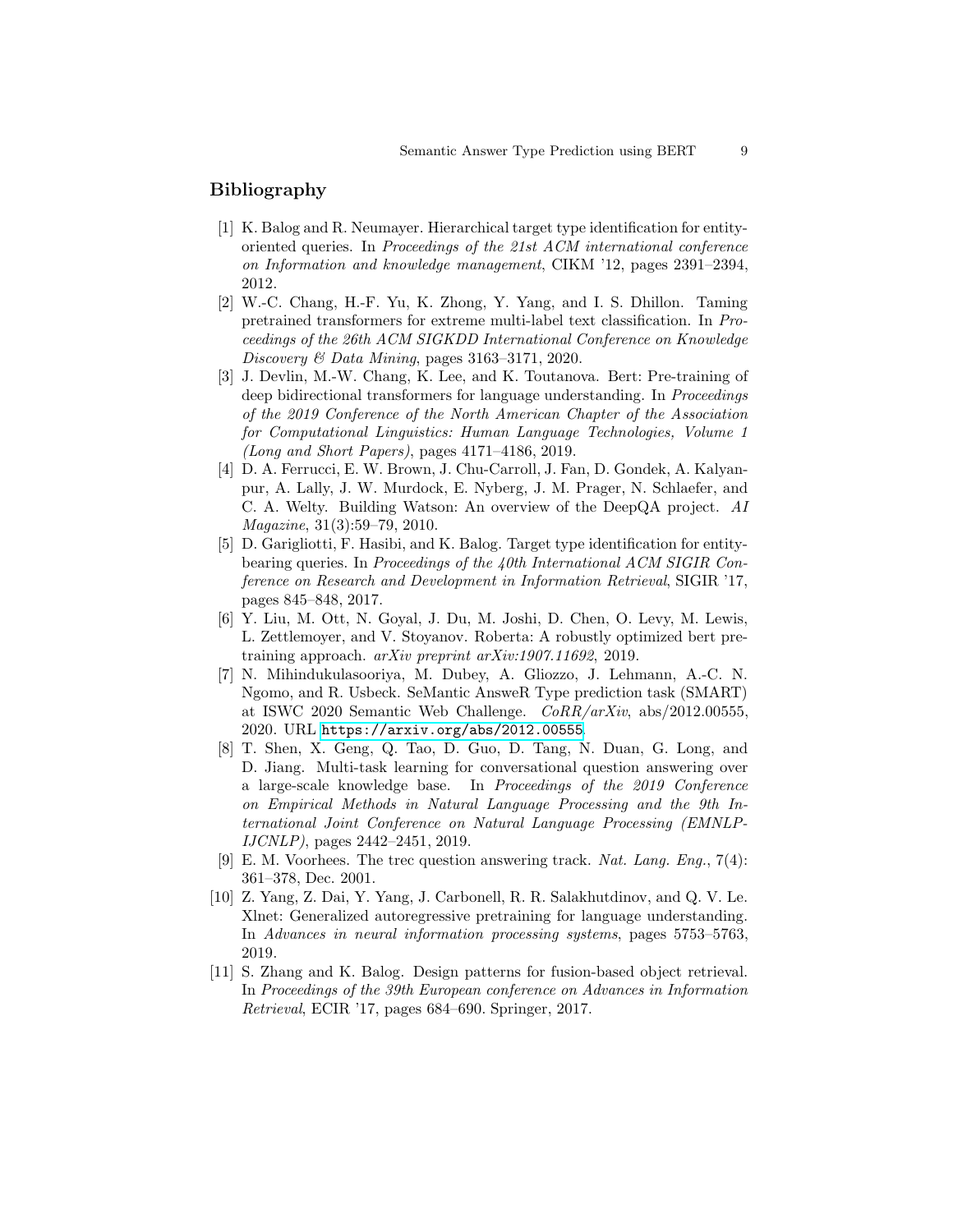## Bibliography

- [1] K. Balog and R. Neumayer. Hierarchical target type identification for entity-oriented queries. In *Proceedings of the 21st ACM international conference on Information and knowledge management*, CIKM '12, pages 2391–2394, 2012.
- [2] W.-C. Chang, H.-F. Yu, K. Zhong, Y. Yang, and I. S. Dhillon. Taming pretrained transformers for extreme multi-label text classification. In *Proceedings of the 26th ACM SIGKDD International Conference on Knowledge Discovery & Data Mining*, pages 3163–3171, 2020.
- [3] J. Devlin, M.-W. Chang, K. Lee, and K. Toutanova. Bert: Pre-training of deep bidirectional transformers for language understanding. In *Proceedings of the 2019 Conference of the North American Chapter of the Association for Computational Linguistics: Human Language Technologies, Volume 1 (Long and Short Papers)*, pages 4171–4186, 2019.
- [4] D. A. Ferrucci, E. W. Brown, J. Chu-Carroll, J. Fan, D. Gondek, A. Kalyanpur, A. Lally, J. W. Murdock, E. Nyberg, J. M. Prager, N. Schlaefer, and C. A. Welty. Building Watson: An overview of the DeepQA project. *AI Magazine*, 31(3):59–79, 2010.
- [5] D. Garigliotti, F. Hasibi, and K. Balog. Target type identification for entity-bearing queries. In *Proceedings of the 40th International ACM SIGIR Conference on Research and Development in Information Retrieval*, SIGIR '17, pages 845–848, 2017.
- [6] Y. Liu, M. Ott, N. Goyal, J. Du, M. Joshi, D. Chen, O. Levy, M. Lewis, L. Zettlemoyer, and V. Stoyanov. Roberta: A robustly optimized bert pretraining approach. *arXiv preprint arXiv:1907.11692*, 2019.
- [7] N. Mihindukulasooriya, M. Dubey, A. Gliozzo, J. Lehmann, A.-C. N. Ngomo, and R. Usbeck. SeMantic AnsweR Type prediction task (SMART) at ISWC 2020 Semantic Web Challenge. *CoRR/arXiv*, abs/2012.00555, 2020. URL https://arxiv.org/abs/2012.00555.
- [8] T. Shen, X. Geng, Q. Tao, D. Guo, D. Tang, N. Duan, G. Long, and D. Jiang. Multi-task learning for conversational question answering over a large-scale knowledge base. In *Proceedings of the 2019 Conference on Empirical Methods in Natural Language Processing and the 9th International Joint Conference on Natural Language Processing (EMNLP-IJCNLP)*, pages 2442–2451, 2019.
- [9] E. M. Voorhees. The trec question answering track. *Nat. Lang. Eng.*, 7(4): 361–378, Dec. 2001.
- [10] Z. Yang, Z. Dai, Y. Yang, J. Carbonell, R. R. Salakhutdinov, and Q. V. Le. Xlnet: Generalized autoregressive pretraining for language understanding. In *Advances in neural information processing systems*, pages 5753–5763, 2019.
- [11] S. Zhang and K. Balog. Design patterns for fusion-based object retrieval. In *Proceedings of the 39th European conference on Advances in Information Retrieval*, ECIR '17, pages 684–690. Springer, 2017.